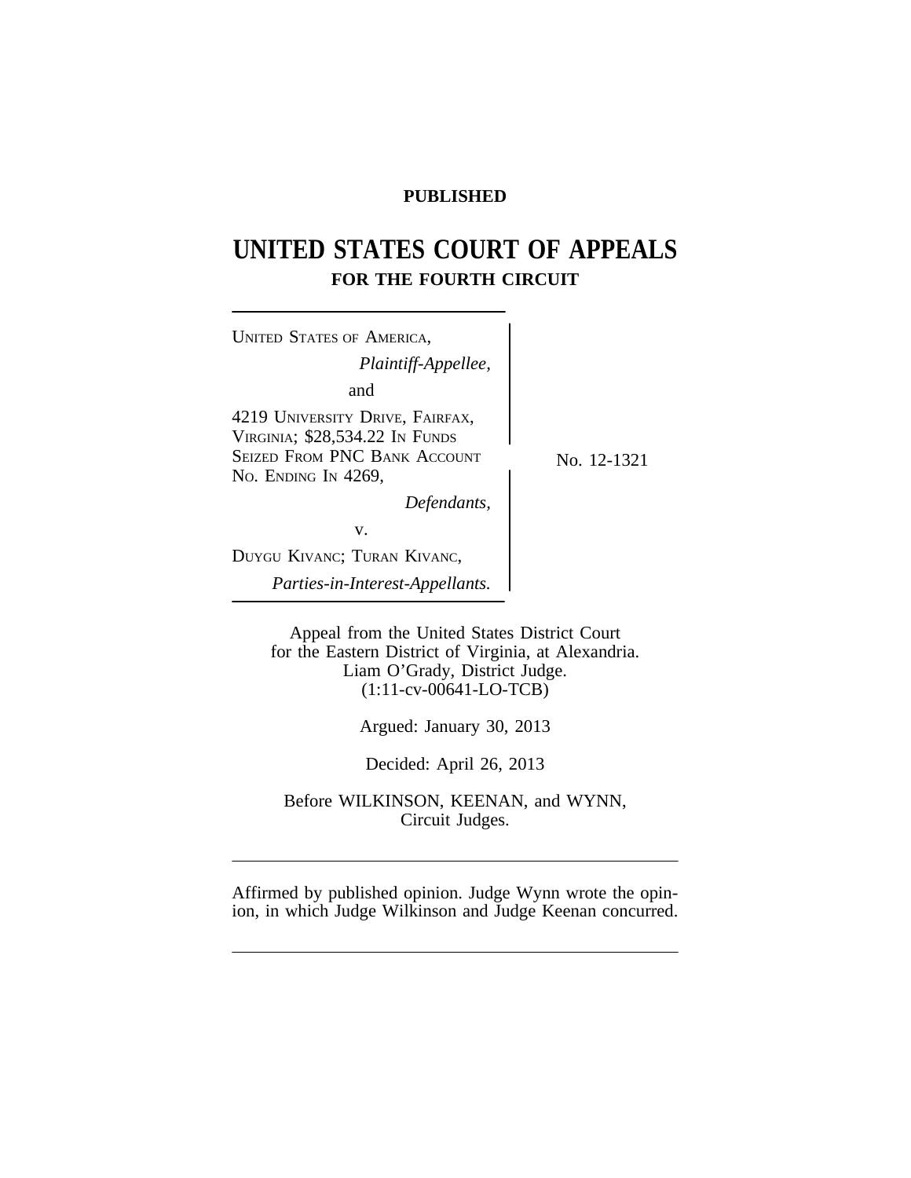**PUBLISHED**

# UNITED STATES COURT OF APPEALS
## FOR THE FOURTH CIRCUIT

UNITED STATES OF AMERICA,
*Plaintiff-Appellee,*

and

4219 UNIVERSITY DRIVE, FAIRFAX, VIRGINIA; $28,534.22 IN FUNDS SEIZED FROM PNC BANK ACCOUNT NO. ENDING IN 4269,
*Defendants,*

v.

DUYGU KIVANC; TURAN KIVANC,
*Parties-in-Interest-Appellants.*

No. 12-1321

Appeal from the United States District Court
for the Eastern District of Virginia, at Alexandria.
Liam O'Grady, District Judge.
(1:11-cv-00641-LO-TCB)

Argued: January 30, 2013

Decided: April 26, 2013

Before WILKINSON, KEENAN, and WYNN,
Circuit Judges.

---

Affirmed by published opinion. Judge Wynn wrote the opinion, in which Judge Wilkinson and Judge Keenan concurred.

---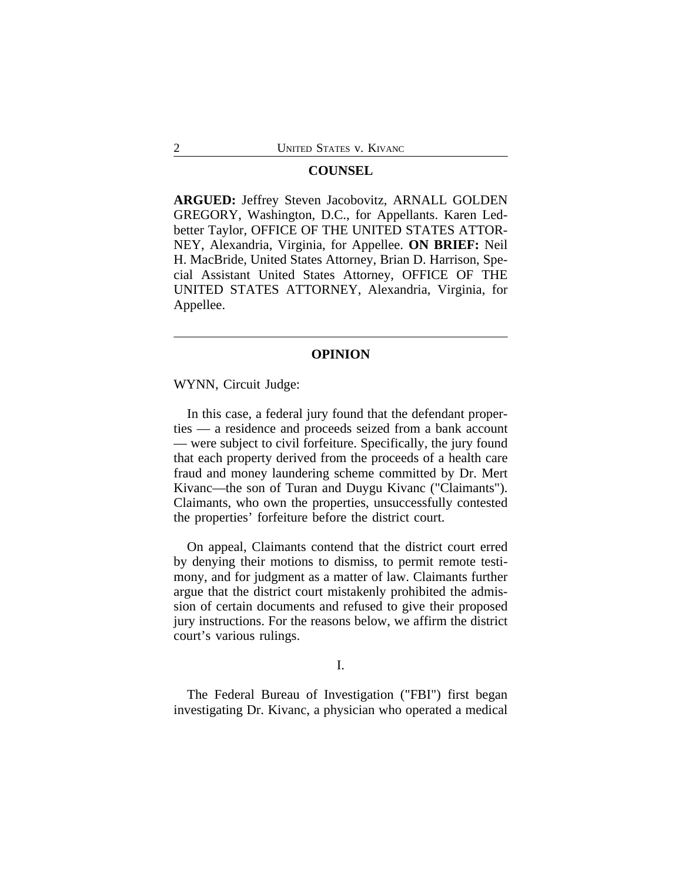## COUNSEL

**ARGUED:** Jeffrey Steven Jacobovitz, ARNALL GOLDEN GREGORY, Washington, D.C., for Appellants. Karen Ledbetter Taylor, OFFICE OF THE UNITED STATES ATTORNEY, Alexandria, Virginia, for Appellee. **ON BRIEF:** Neil H. MacBride, United States Attorney, Brian D. Harrison, Special Assistant United States Attorney, OFFICE OF THE UNITED STATES ATTORNEY, Alexandria, Virginia, for Appellee.

---

## OPINION

WYNN, Circuit Judge:

In this case, a federal jury found that the defendant properties — a residence and proceeds seized from a bank account — were subject to civil forfeiture. Specifically, the jury found that each property derived from the proceeds of a health care fraud and money laundering scheme committed by Dr. Mert Kivanc—the son of Turan and Duygu Kivanc ("Claimants"). Claimants, who own the properties, unsuccessfully contested the properties' forfeiture before the district court.

On appeal, Claimants contend that the district court erred by denying their motions to dismiss, to permit remote testimony, and for judgment as a matter of law. Claimants further argue that the district court mistakenly prohibited the admission of certain documents and refused to give their proposed jury instructions. For the reasons below, we affirm the district court's various rulings.

I.

The Federal Bureau of Investigation ("FBI") first began investigating Dr. Kivanc, a physician who operated a medical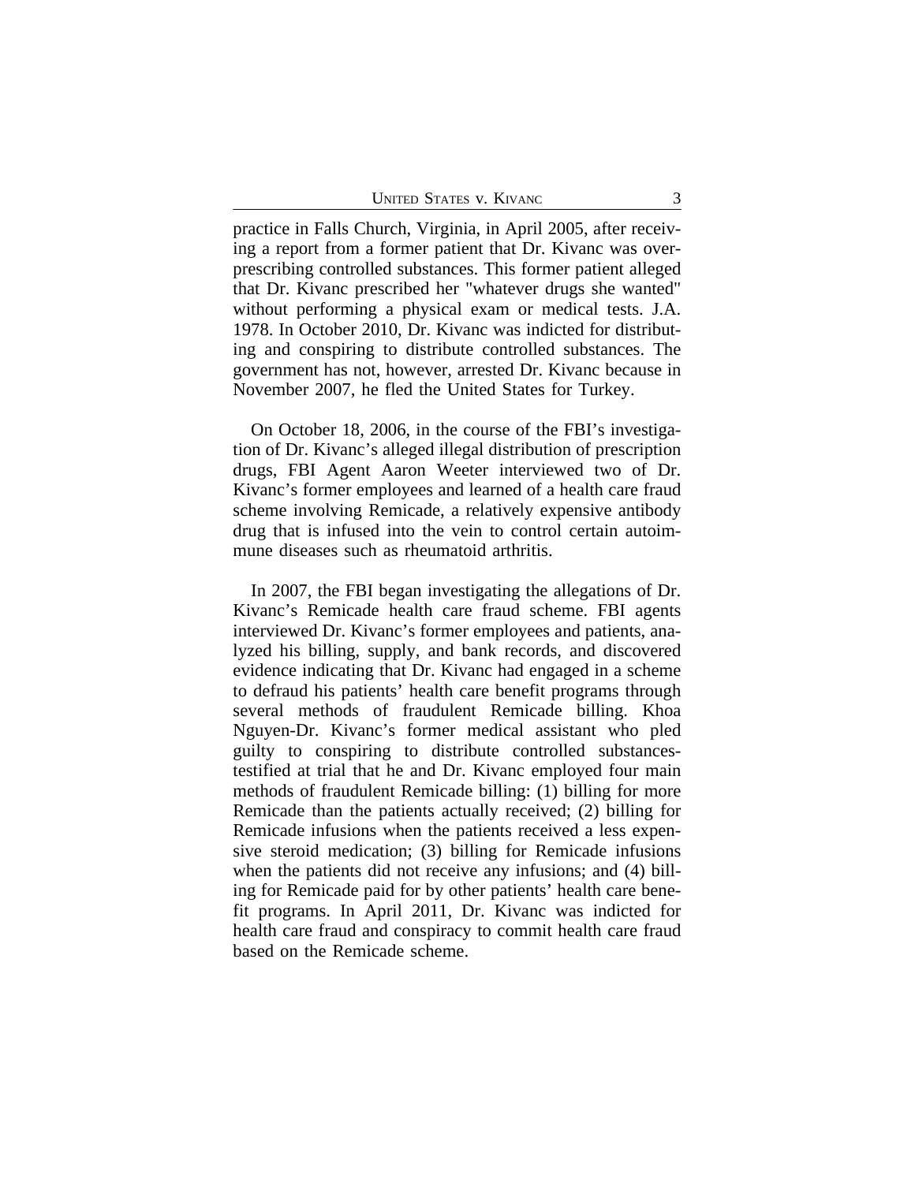practice in Falls Church, Virginia, in April 2005, after receiving a report from a former patient that Dr. Kivanc was over-prescribing controlled substances. This former patient alleged that Dr. Kivanc prescribed her "whatever drugs she wanted" without performing a physical exam or medical tests. J.A. 1978. In October 2010, Dr. Kivanc was indicted for distributing and conspiring to distribute controlled substances. The government has not, however, arrested Dr. Kivanc because in November 2007, he fled the United States for Turkey.

On October 18, 2006, in the course of the FBI's investigation of Dr. Kivanc's alleged illegal distribution of prescription drugs, FBI Agent Aaron Weeter interviewed two of Dr. Kivanc's former employees and learned of a health care fraud scheme involving Remicade, a relatively expensive antibody drug that is infused into the vein to control certain autoimmune diseases such as rheumatoid arthritis.

In 2007, the FBI began investigating the allegations of Dr. Kivanc's Remicade health care fraud scheme. FBI agents interviewed Dr. Kivanc's former employees and patients, analyzed his billing, supply, and bank records, and discovered evidence indicating that Dr. Kivanc had engaged in a scheme to defraud his patients' health care benefit programs through several methods of fraudulent Remicade billing. Khoa Nguyen-Dr. Kivanc's former medical assistant who pled guilty to conspiring to distribute controlled substances-testified at trial that he and Dr. Kivanc employed four main methods of fraudulent Remicade billing: (1) billing for more Remicade than the patients actually received; (2) billing for Remicade infusions when the patients received a less expensive steroid medication; (3) billing for Remicade infusions when the patients did not receive any infusions; and (4) billing for Remicade paid for by other patients' health care benefit programs. In April 2011, Dr. Kivanc was indicted for health care fraud and conspiracy to commit health care fraud based on the Remicade scheme.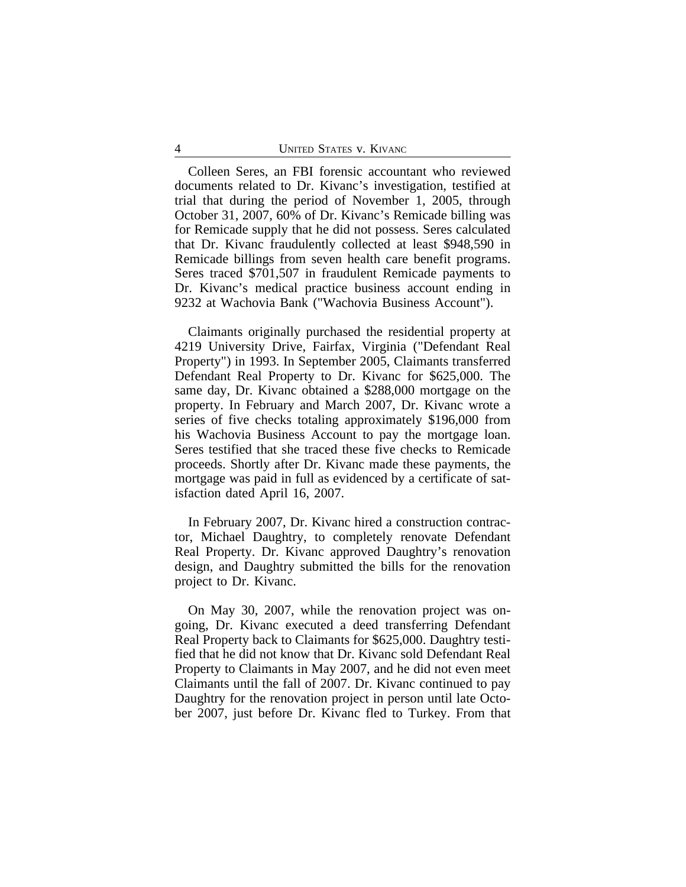Colleen Seres, an FBI forensic accountant who reviewed documents related to Dr. Kivanc's investigation, testified at trial that during the period of November 1, 2005, through October 31, 2007, 60% of Dr. Kivanc's Remicade billing was for Remicade supply that he did not possess. Seres calculated that Dr. Kivanc fraudulently collected at least $948,590 in Remicade billings from seven health care benefit programs. Seres traced $701,507 in fraudulent Remicade payments to Dr. Kivanc's medical practice business account ending in 9232 at Wachovia Bank ("Wachovia Business Account").

Claimants originally purchased the residential property at 4219 University Drive, Fairfax, Virginia ("Defendant Real Property") in 1993. In September 2005, Claimants transferred Defendant Real Property to Dr. Kivanc for $625,000. The same day, Dr. Kivanc obtained a $288,000 mortgage on the property. In February and March 2007, Dr. Kivanc wrote a series of five checks totaling approximately $196,000 from his Wachovia Business Account to pay the mortgage loan. Seres testified that she traced these five checks to Remicade proceeds. Shortly after Dr. Kivanc made these payments, the mortgage was paid in full as evidenced by a certificate of satisfaction dated April 16, 2007.

In February 2007, Dr. Kivanc hired a construction contractor, Michael Daughtry, to completely renovate Defendant Real Property. Dr. Kivanc approved Daughtry's renovation design, and Daughtry submitted the bills for the renovation project to Dr. Kivanc.

On May 30, 2007, while the renovation project was ongoing, Dr. Kivanc executed a deed transferring Defendant Real Property back to Claimants for $625,000. Daughtry testified that he did not know that Dr. Kivanc sold Defendant Real Property to Claimants in May 2007, and he did not even meet Claimants until the fall of 2007. Dr. Kivanc continued to pay Daughtry for the renovation project in person until late October 2007, just before Dr. Kivanc fled to Turkey. From that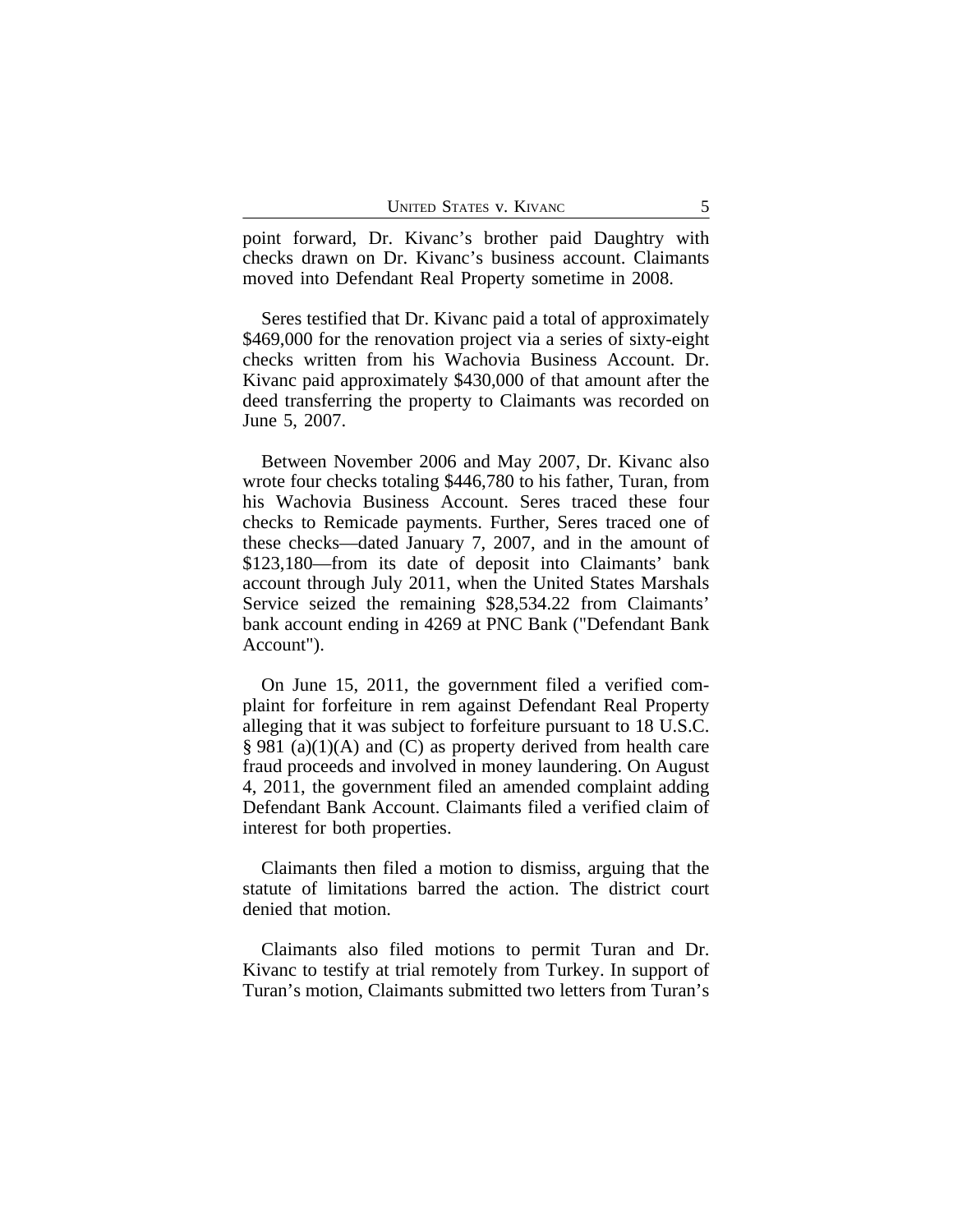point forward, Dr. Kivanc's brother paid Daughtry with checks drawn on Dr. Kivanc's business account. Claimants moved into Defendant Real Property sometime in 2008.

Seres testified that Dr. Kivanc paid a total of approximately $469,000 for the renovation project via a series of sixty-eight checks written from his Wachovia Business Account. Dr. Kivanc paid approximately $430,000 of that amount after the deed transferring the property to Claimants was recorded on June 5, 2007.

Between November 2006 and May 2007, Dr. Kivanc also wrote four checks totaling $446,780 to his father, Turan, from his Wachovia Business Account. Seres traced these four checks to Remicade payments. Further, Seres traced one of these checks—dated January 7, 2007, and in the amount of $123,180—from its date of deposit into Claimants' bank account through July 2011, when the United States Marshals Service seized the remaining $28,534.22 from Claimants' bank account ending in 4269 at PNC Bank ("Defendant Bank Account").

On June 15, 2011, the government filed a verified complaint for forfeiture in rem against Defendant Real Property alleging that it was subject to forfeiture pursuant to 18 U.S.C. § 981 (a)(1)(A) and (C) as property derived from health care fraud proceeds and involved in money laundering. On August 4, 2011, the government filed an amended complaint adding Defendant Bank Account. Claimants filed a verified claim of interest for both properties.

Claimants then filed a motion to dismiss, arguing that the statute of limitations barred the action. The district court denied that motion.

Claimants also filed motions to permit Turan and Dr. Kivanc to testify at trial remotely from Turkey. In support of Turan's motion, Claimants submitted two letters from Turan's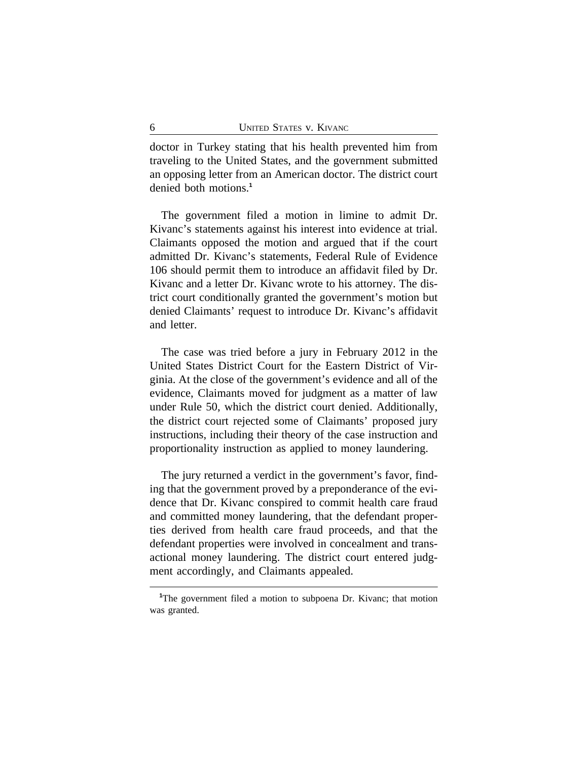doctor in Turkey stating that his health prevented him from traveling to the United States, and the government submitted an opposing letter from an American doctor. The district court denied both motions.[1]

The government filed a motion in limine to admit Dr. Kivanc's statements against his interest into evidence at trial. Claimants opposed the motion and argued that if the court admitted Dr. Kivanc's statements, Federal Rule of Evidence 106 should permit them to introduce an affidavit filed by Dr. Kivanc and a letter Dr. Kivanc wrote to his attorney. The district court conditionally granted the government's motion but denied Claimants' request to introduce Dr. Kivanc's affidavit and letter.

The case was tried before a jury in February 2012 in the United States District Court for the Eastern District of Virginia. At the close of the government's evidence and all of the evidence, Claimants moved for judgment as a matter of law under Rule 50, which the district court denied. Additionally, the district court rejected some of Claimants' proposed jury instructions, including their theory of the case instruction and proportionality instruction as applied to money laundering.

The jury returned a verdict in the government's favor, finding that the government proved by a preponderance of the evidence that Dr. Kivanc conspired to commit health care fraud and committed money laundering, that the defendant properties derived from health care fraud proceeds, and that the defendant properties were involved in concealment and transactional money laundering. The district court entered judgment accordingly, and Claimants appealed.

[1]The government filed a motion to subpoena Dr. Kivanc; that motion was granted.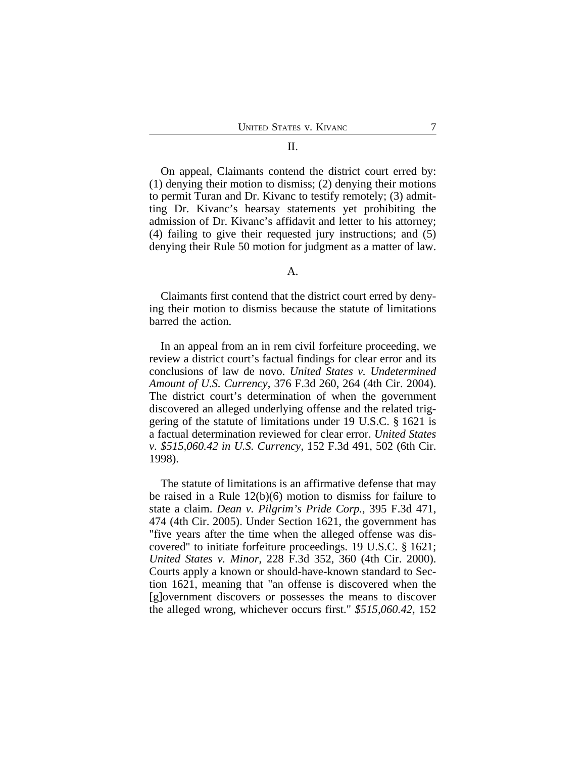## II.

On appeal, Claimants contend the district court erred by: (1) denying their motion to dismiss; (2) denying their motions to permit Turan and Dr. Kivanc to testify remotely; (3) admitting Dr. Kivanc's hearsay statements yet prohibiting the admission of Dr. Kivanc's affidavit and letter to his attorney; (4) failing to give their requested jury instructions; and (5) denying their Rule 50 motion for judgment as a matter of law.

### A.

Claimants first contend that the district court erred by denying their motion to dismiss because the statute of limitations barred the action.

In an appeal from an in rem civil forfeiture proceeding, we review a district court's factual findings for clear error and its conclusions of law de novo. *United States v. Undetermined Amount of U.S. Currency*, 376 F.3d 260, 264 (4th Cir. 2004). The district court's determination of when the government discovered an alleged underlying offense and the related triggering of the statute of limitations under 19 U.S.C. § 1621 is a factual determination reviewed for clear error. *United States v. $515,060.42 in U.S. Currency*, 152 F.3d 491, 502 (6th Cir. 1998).

The statute of limitations is an affirmative defense that may be raised in a Rule 12(b)(6) motion to dismiss for failure to state a claim. *Dean v. Pilgrim's Pride Corp.*, 395 F.3d 471, 474 (4th Cir. 2005). Under Section 1621, the government has "five years after the time when the alleged offense was discovered" to initiate forfeiture proceedings. 19 U.S.C. § 1621; *United States v. Minor*, 228 F.3d 352, 360 (4th Cir. 2000). Courts apply a known or should-have-known standard to Section 1621, meaning that "an offense is discovered when the [g]overnment discovers or possesses the means to discover the alleged wrong, whichever occurs first." *$515,060.42*, 152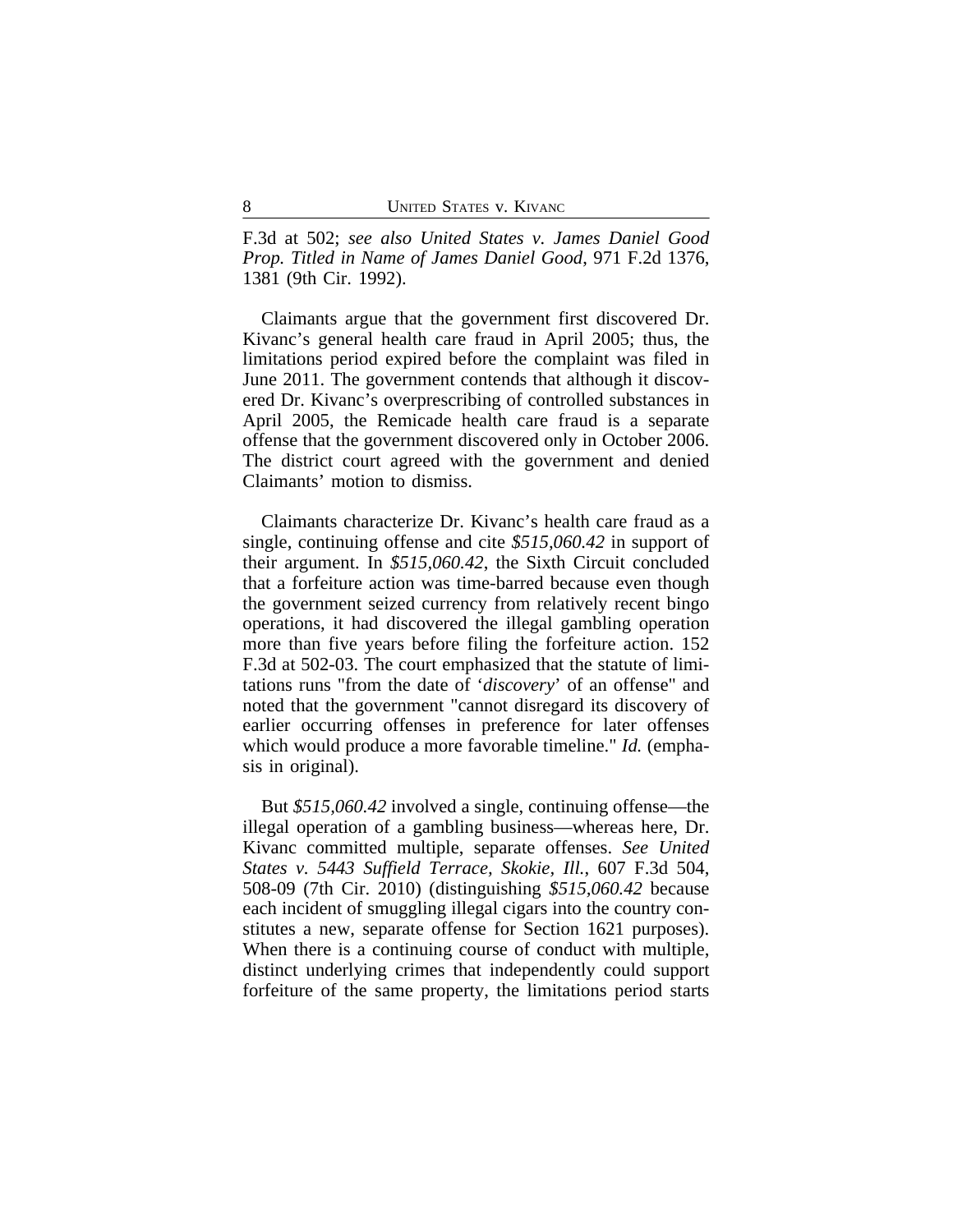F.3d at 502; *see also United States v. James Daniel Good Prop. Titled in Name of James Daniel Good*, 971 F.2d 1376, 1381 (9th Cir. 1992).

Claimants argue that the government first discovered Dr. Kivanc's general health care fraud in April 2005; thus, the limitations period expired before the complaint was filed in June 2011. The government contends that although it discovered Dr. Kivanc's overprescribing of controlled substances in April 2005, the Remicade health care fraud is a separate offense that the government discovered only in October 2006. The district court agreed with the government and denied Claimants' motion to dismiss.

Claimants characterize Dr. Kivanc's health care fraud as a single, continuing offense and cite *$515,060.42* in support of their argument. In *$515,060.42*, the Sixth Circuit concluded that a forfeiture action was time-barred because even though the government seized currency from relatively recent bingo operations, it had discovered the illegal gambling operation more than five years before filing the forfeiture action. 152 F.3d at 502-03. The court emphasized that the statute of limitations runs "from the date of '*discovery*' of an offense" and noted that the government "cannot disregard its discovery of earlier occurring offenses in preference for later offenses which would produce a more favorable timeline." *Id.* (emphasis in original).

But *$515,060.42* involved a single, continuing offense—the illegal operation of a gambling business—whereas here, Dr. Kivanc committed multiple, separate offenses. *See United States v. 5443 Suffield Terrace, Skokie, Ill.*, 607 F.3d 504, 508-09 (7th Cir. 2010) (distinguishing *$515,060.42* because each incident of smuggling illegal cigars into the country constitutes a new, separate offense for Section 1621 purposes). When there is a continuing course of conduct with multiple, distinct underlying crimes that independently could support forfeiture of the same property, the limitations period starts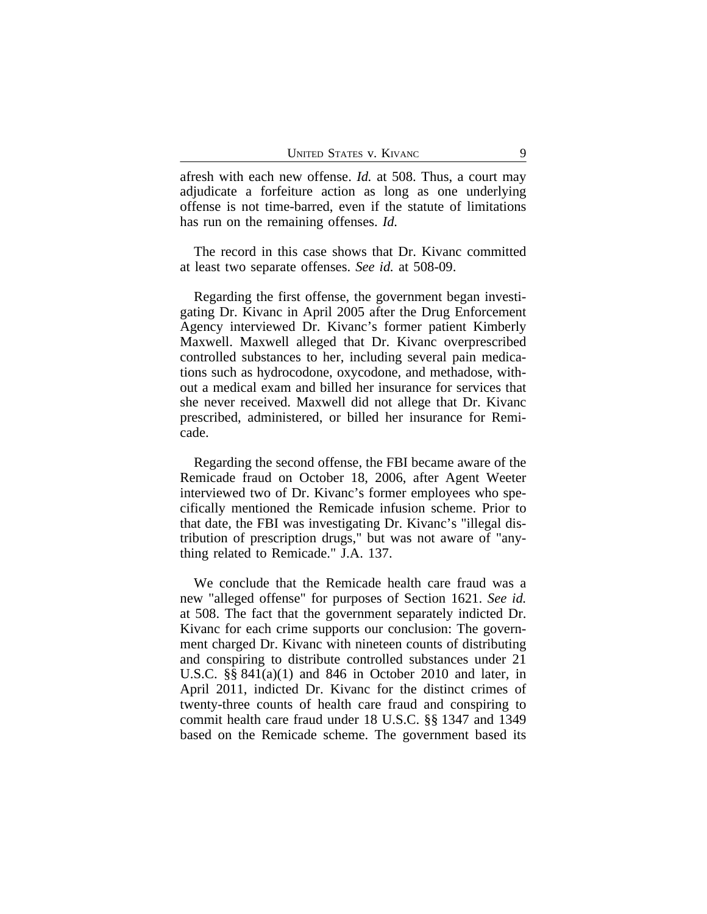afresh with each new offense. *Id.* at 508. Thus, a court may adjudicate a forfeiture action as long as one underlying offense is not time-barred, even if the statute of limitations has run on the remaining offenses. *Id.*

The record in this case shows that Dr. Kivanc committed at least two separate offenses. *See id.* at 508-09.

Regarding the first offense, the government began investigating Dr. Kivanc in April 2005 after the Drug Enforcement Agency interviewed Dr. Kivanc's former patient Kimberly Maxwell. Maxwell alleged that Dr. Kivanc overprescribed controlled substances to her, including several pain medications such as hydrocodone, oxycodone, and methadose, without a medical exam and billed her insurance for services that she never received. Maxwell did not allege that Dr. Kivanc prescribed, administered, or billed her insurance for Remicade.

Regarding the second offense, the FBI became aware of the Remicade fraud on October 18, 2006, after Agent Weeter interviewed two of Dr. Kivanc's former employees who specifically mentioned the Remicade infusion scheme. Prior to that date, the FBI was investigating Dr. Kivanc's "illegal distribution of prescription drugs," but was not aware of "anything related to Remicade." J.A. 137.

We conclude that the Remicade health care fraud was a new "alleged offense" for purposes of Section 1621. *See id.* at 508. The fact that the government separately indicted Dr. Kivanc for each crime supports our conclusion: The government charged Dr. Kivanc with nineteen counts of distributing and conspiring to distribute controlled substances under 21 U.S.C. §§ 841(a)(1) and 846 in October 2010 and later, in April 2011, indicted Dr. Kivanc for the distinct crimes of twenty-three counts of health care fraud and conspiring to commit health care fraud under 18 U.S.C. §§ 1347 and 1349 based on the Remicade scheme. The government based its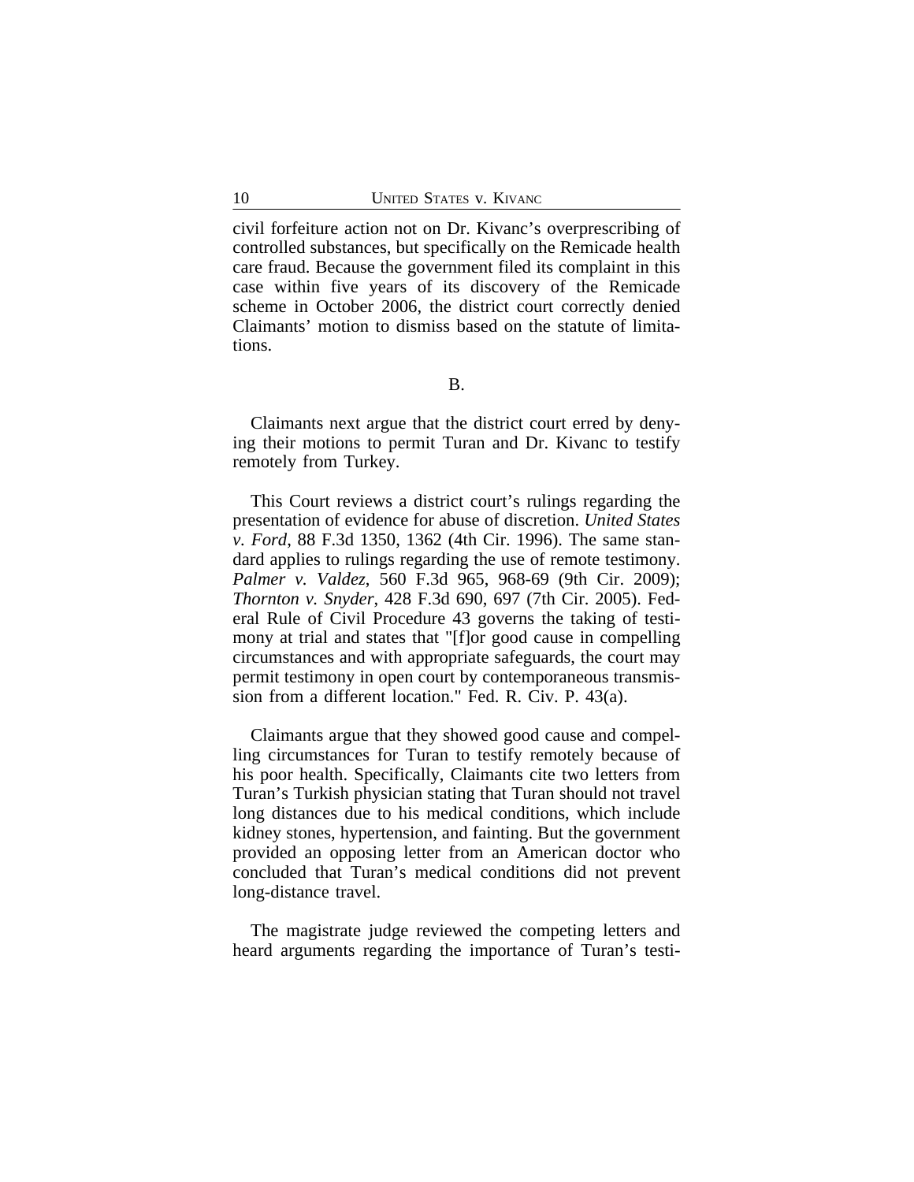civil forfeiture action not on Dr. Kivanc's overprescribing of controlled substances, but specifically on the Remicade health care fraud. Because the government filed its complaint in this case within five years of its discovery of the Remicade scheme in October 2006, the district court correctly denied Claimants' motion to dismiss based on the statute of limitations.

B.

Claimants next argue that the district court erred by denying their motions to permit Turan and Dr. Kivanc to testify remotely from Turkey.

This Court reviews a district court's rulings regarding the presentation of evidence for abuse of discretion. *United States v. Ford*, 88 F.3d 1350, 1362 (4th Cir. 1996). The same standard applies to rulings regarding the use of remote testimony. *Palmer v. Valdez*, 560 F.3d 965, 968-69 (9th Cir. 2009); *Thornton v. Snyder*, 428 F.3d 690, 697 (7th Cir. 2005). Federal Rule of Civil Procedure 43 governs the taking of testimony at trial and states that "[f]or good cause in compelling circumstances and with appropriate safeguards, the court may permit testimony in open court by contemporaneous transmission from a different location." Fed. R. Civ. P. 43(a).

Claimants argue that they showed good cause and compelling circumstances for Turan to testify remotely because of his poor health. Specifically, Claimants cite two letters from Turan's Turkish physician stating that Turan should not travel long distances due to his medical conditions, which include kidney stones, hypertension, and fainting. But the government provided an opposing letter from an American doctor who concluded that Turan's medical conditions did not prevent long-distance travel.

The magistrate judge reviewed the competing letters and heard arguments regarding the importance of Turan's testi-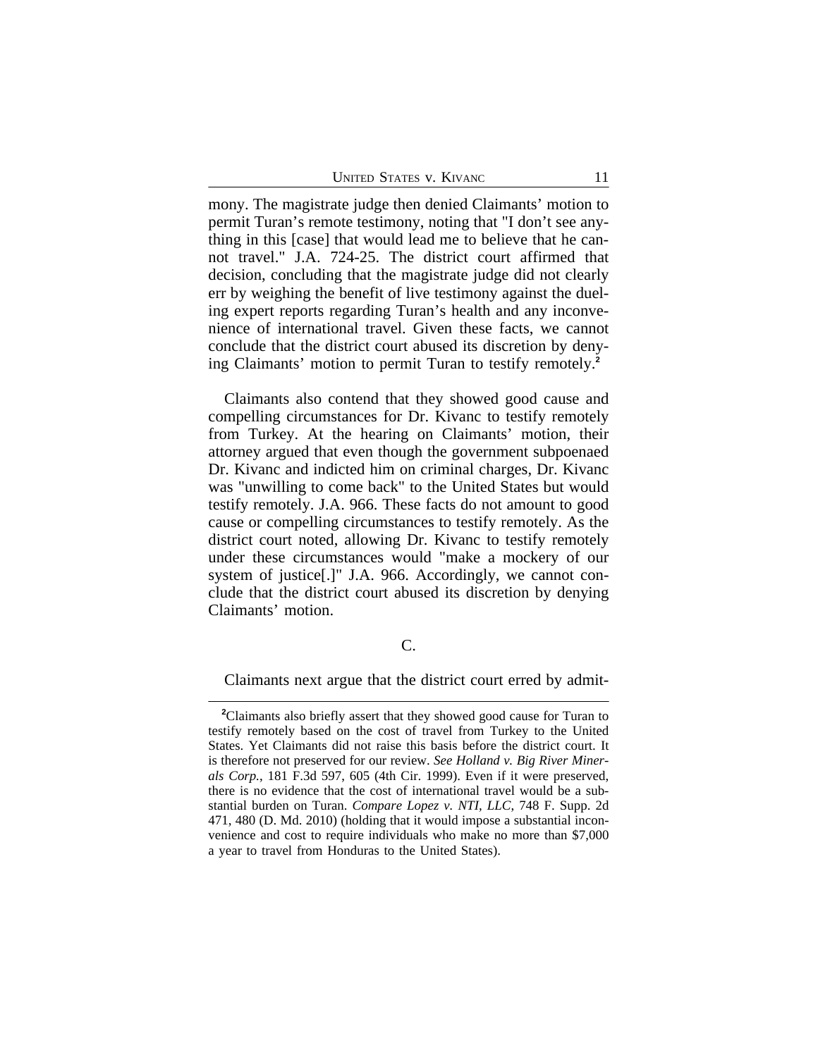mony. The magistrate judge then denied Claimants' motion to permit Turan's remote testimony, noting that "I don't see anything in this [case] that would lead me to believe that he cannot travel." J.A. 724-25. The district court affirmed that decision, concluding that the magistrate judge did not clearly err by weighing the benefit of live testimony against the dueling expert reports regarding Turan's health and any inconvenience of international travel. Given these facts, we cannot conclude that the district court abused its discretion by denying Claimants' motion to permit Turan to testify remotely.[2]

Claimants also contend that they showed good cause and compelling circumstances for Dr. Kivanc to testify remotely from Turkey. At the hearing on Claimants' motion, their attorney argued that even though the government subpoenaed Dr. Kivanc and indicted him on criminal charges, Dr. Kivanc was "unwilling to come back" to the United States but would testify remotely. J.A. 966. These facts do not amount to good cause or compelling circumstances to testify remotely. As the district court noted, allowing Dr. Kivanc to testify remotely under these circumstances would "make a mockery of our system of justice[.]" J.A. 966. Accordingly, we cannot conclude that the district court abused its discretion by denying Claimants' motion.

### C.

Claimants next argue that the district court erred by admit-

---

[2]Claimants also briefly assert that they showed good cause for Turan to testify remotely based on the cost of travel from Turkey to the United States. Yet Claimants did not raise this basis before the district court. It is therefore not preserved for our review. *See Holland v. Big River Minerals Corp.*, 181 F.3d 597, 605 (4th Cir. 1999). Even if it were preserved, there is no evidence that the cost of international travel would be a substantial burden on Turan. *Compare Lopez v. NTI, LLC*, 748 F. Supp. 2d 471, 480 (D. Md. 2010) (holding that it would impose a substantial inconvenience and cost to require individuals who make no more than $7,000 a year to travel from Honduras to the United States).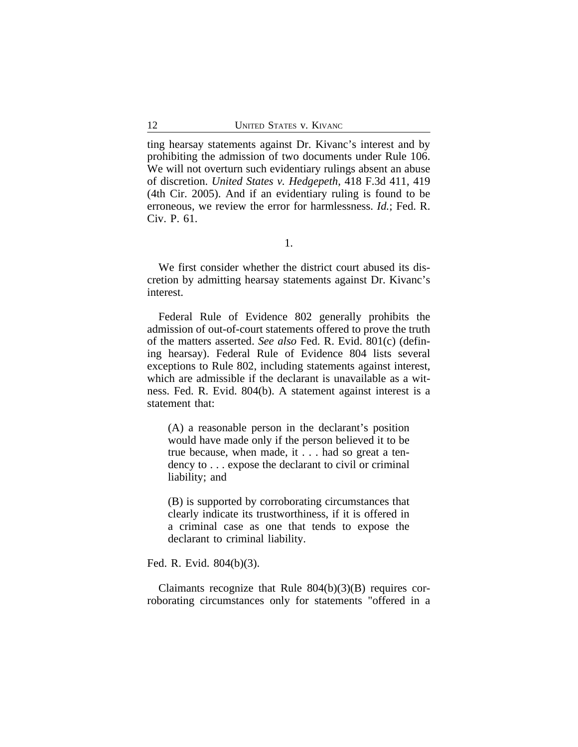ting hearsay statements against Dr. Kivanc's interest and by prohibiting the admission of two documents under Rule 106. We will not overturn such evidentiary rulings absent an abuse of discretion. *United States v. Hedgepeth*, 418 F.3d 411, 419 (4th Cir. 2005). And if an evidentiary ruling is found to be erroneous, we review the error for harmlessness. *Id.*; Fed. R. Civ. P. 61.

1.

We first consider whether the district court abused its discretion by admitting hearsay statements against Dr. Kivanc's interest.

Federal Rule of Evidence 802 generally prohibits the admission of out-of-court statements offered to prove the truth of the matters asserted. *See also* Fed. R. Evid. 801(c) (defining hearsay). Federal Rule of Evidence 804 lists several exceptions to Rule 802, including statements against interest, which are admissible if the declarant is unavailable as a witness. Fed. R. Evid. 804(b). A statement against interest is a statement that:

> (A) a reasonable person in the declarant's position would have made only if the person believed it to be true because, when made, it . . . had so great a tendency to . . . expose the declarant to civil or criminal liability; and
>
> (B) is supported by corroborating circumstances that clearly indicate its trustworthiness, if it is offered in a criminal case as one that tends to expose the declarant to criminal liability.

Fed. R. Evid. 804(b)(3).

Claimants recognize that Rule 804(b)(3)(B) requires corroborating circumstances only for statements "offered in a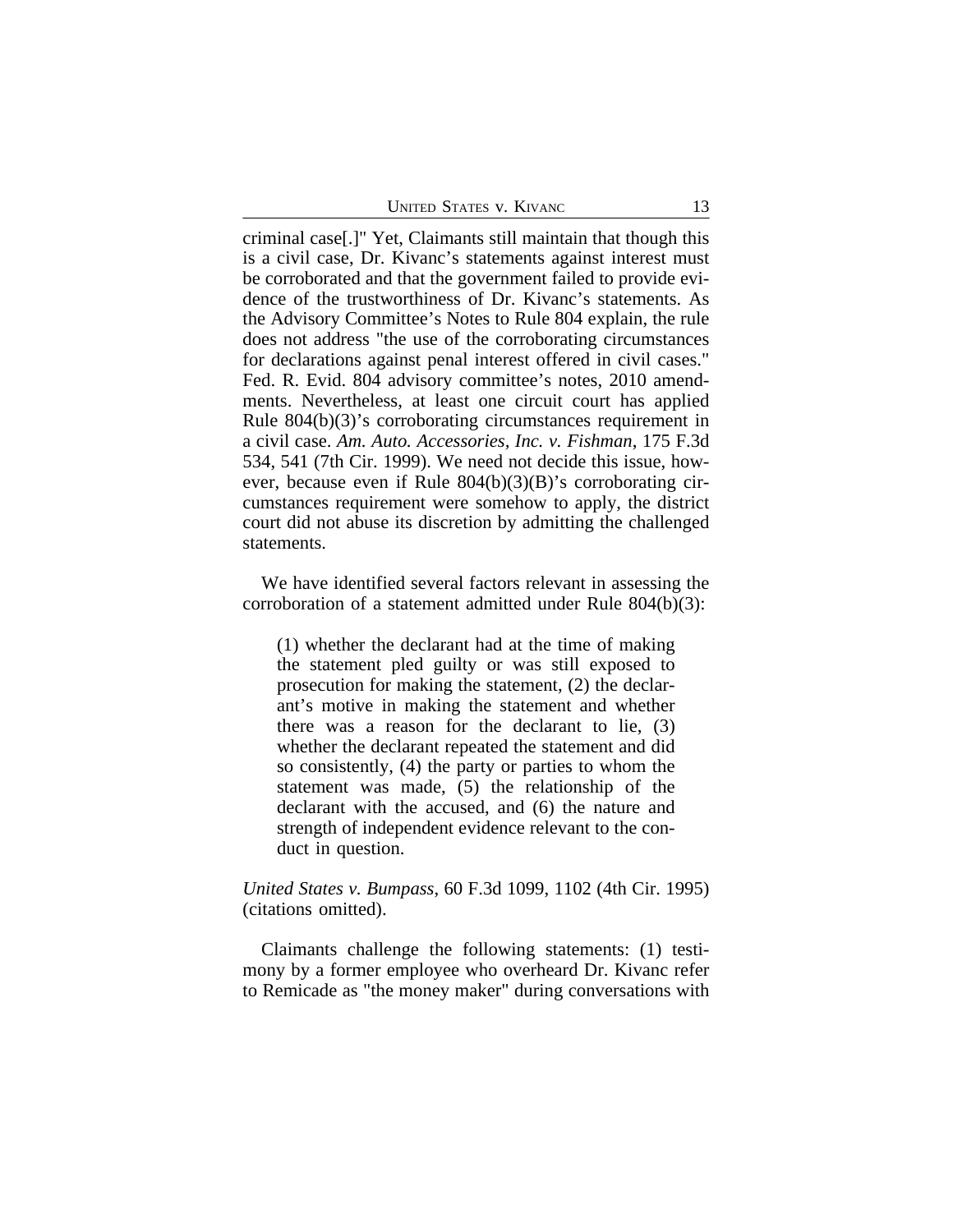criminal case[.]" Yet, Claimants still maintain that though this is a civil case, Dr. Kivanc's statements against interest must be corroborated and that the government failed to provide evidence of the trustworthiness of Dr. Kivanc's statements. As the Advisory Committee's Notes to Rule 804 explain, the rule does not address "the use of the corroborating circumstances for declarations against penal interest offered in civil cases." Fed. R. Evid. 804 advisory committee's notes, 2010 amendments. Nevertheless, at least one circuit court has applied Rule 804(b)(3)'s corroborating circumstances requirement in a civil case. *Am. Auto. Accessories, Inc. v. Fishman*, 175 F.3d 534, 541 (7th Cir. 1999). We need not decide this issue, however, because even if Rule 804(b)(3)(B)'s corroborating circumstances requirement were somehow to apply, the district court did not abuse its discretion by admitting the challenged statements.

We have identified several factors relevant in assessing the corroboration of a statement admitted under Rule 804(b)(3):

> (1) whether the declarant had at the time of making the statement pled guilty or was still exposed to prosecution for making the statement, (2) the declarant's motive in making the statement and whether there was a reason for the declarant to lie, (3) whether the declarant repeated the statement and did so consistently, (4) the party or parties to whom the statement was made, (5) the relationship of the declarant with the accused, and (6) the nature and strength of independent evidence relevant to the conduct in question.

*United States v. Bumpass*, 60 F.3d 1099, 1102 (4th Cir. 1995) (citations omitted).

Claimants challenge the following statements: (1) testimony by a former employee who overheard Dr. Kivanc refer to Remicade as "the money maker" during conversations with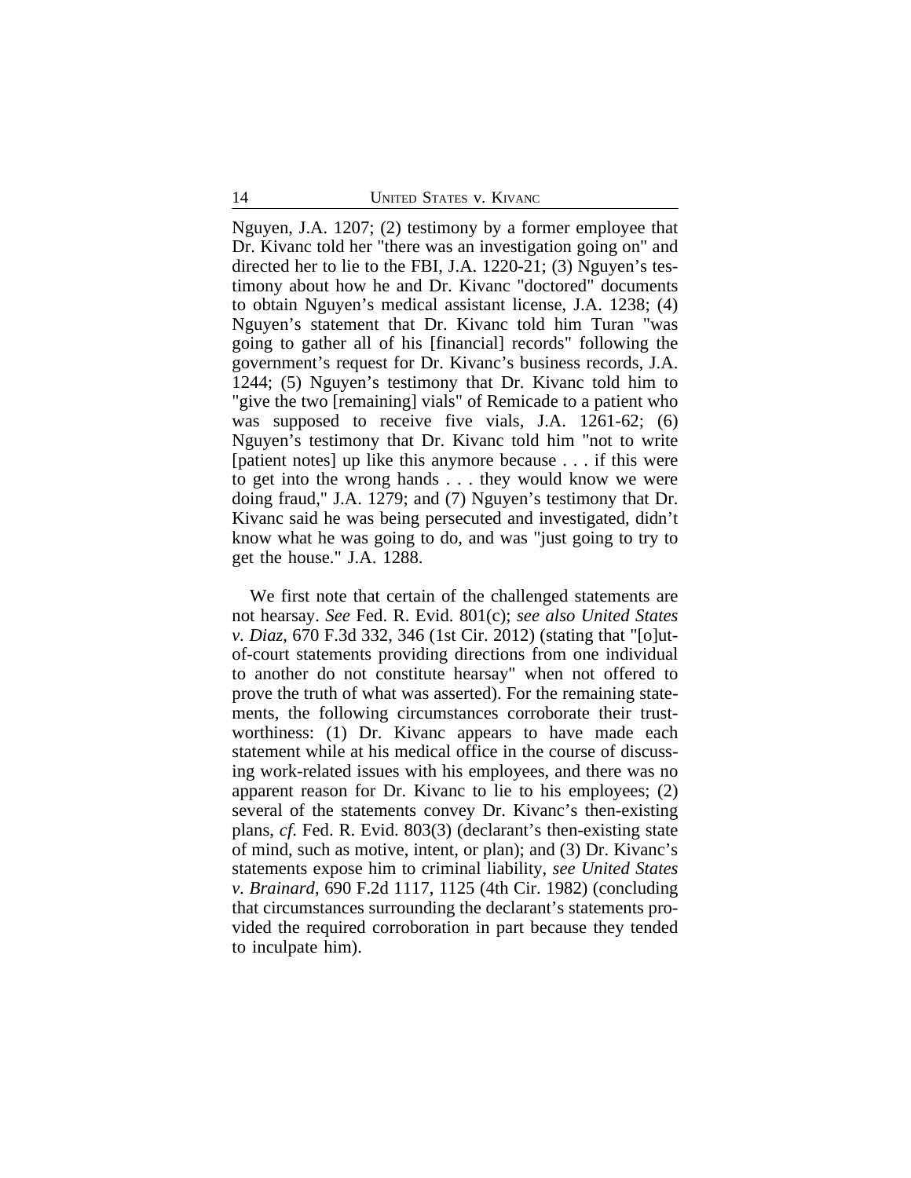Nguyen, J.A. 1207; (2) testimony by a former employee that Dr. Kivanc told her "there was an investigation going on" and directed her to lie to the FBI, J.A. 1220-21; (3) Nguyen's testimony about how he and Dr. Kivanc "doctored" documents to obtain Nguyen's medical assistant license, J.A. 1238; (4) Nguyen's statement that Dr. Kivanc told him Turan "was going to gather all of his [financial] records" following the government's request for Dr. Kivanc's business records, J.A. 1244; (5) Nguyen's testimony that Dr. Kivanc told him to "give the two [remaining] vials" of Remicade to a patient who was supposed to receive five vials, J.A. 1261-62; (6) Nguyen's testimony that Dr. Kivanc told him "not to write [patient notes] up like this anymore because . . . if this were to get into the wrong hands . . . they would know we were doing fraud," J.A. 1279; and (7) Nguyen's testimony that Dr. Kivanc said he was being persecuted and investigated, didn't know what he was going to do, and was "just going to try to get the house." J.A. 1288.

We first note that certain of the challenged statements are not hearsay. *See* Fed. R. Evid. 801(c); *see also United States v. Diaz*, 670 F.3d 332, 346 (1st Cir. 2012) (stating that "[o]ut-of-court statements providing directions from one individual to another do not constitute hearsay" when not offered to prove the truth of what was asserted). For the remaining statements, the following circumstances corroborate their trustworthiness: (1) Dr. Kivanc appears to have made each statement while at his medical office in the course of discussing work-related issues with his employees, and there was no apparent reason for Dr. Kivanc to lie to his employees; (2) several of the statements convey Dr. Kivanc's then-existing plans, *cf*. Fed. R. Evid. 803(3) (declarant's then-existing state of mind, such as motive, intent, or plan); and (3) Dr. Kivanc's statements expose him to criminal liability, *see United States v. Brainard*, 690 F.2d 1117, 1125 (4th Cir. 1982) (concluding that circumstances surrounding the declarant's statements provided the required corroboration in part because they tended to inculpate him).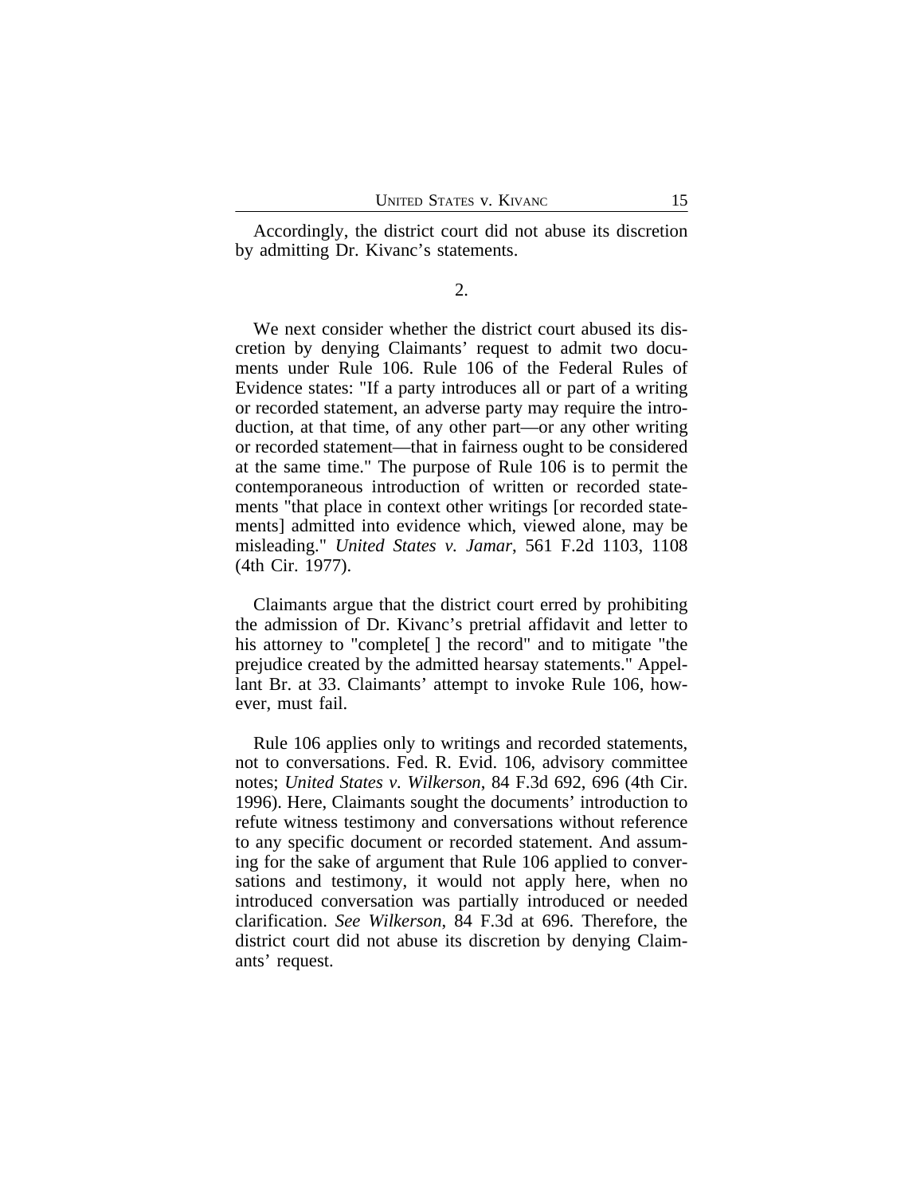Accordingly, the district court did not abuse its discretion by admitting Dr. Kivanc's statements.

2.

We next consider whether the district court abused its discretion by denying Claimants' request to admit two documents under Rule 106. Rule 106 of the Federal Rules of Evidence states: "If a party introduces all or part of a writing or recorded statement, an adverse party may require the introduction, at that time, of any other part—or any other writing or recorded statement—that in fairness ought to be considered at the same time." The purpose of Rule 106 is to permit the contemporaneous introduction of written or recorded statements "that place in context other writings [or recorded statements] admitted into evidence which, viewed alone, may be misleading." *United States v. Jamar*, 561 F.2d 1103, 1108 (4th Cir. 1977).

Claimants argue that the district court erred by prohibiting the admission of Dr. Kivanc's pretrial affidavit and letter to his attorney to "complete[ ] the record" and to mitigate "the prejudice created by the admitted hearsay statements." Appellant Br. at 33. Claimants' attempt to invoke Rule 106, however, must fail.

Rule 106 applies only to writings and recorded statements, not to conversations. Fed. R. Evid. 106, advisory committee notes; *United States v. Wilkerson*, 84 F.3d 692, 696 (4th Cir. 1996). Here, Claimants sought the documents' introduction to refute witness testimony and conversations without reference to any specific document or recorded statement. And assuming for the sake of argument that Rule 106 applied to conversations and testimony, it would not apply here, when no introduced conversation was partially introduced or needed clarification. *See Wilkerson*, 84 F.3d at 696. Therefore, the district court did not abuse its discretion by denying Claimants' request.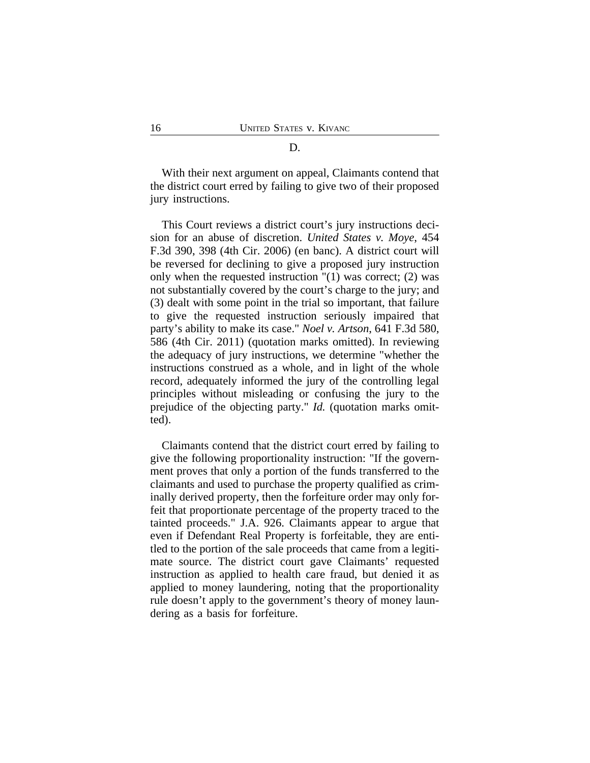D.

With their next argument on appeal, Claimants contend that the district court erred by failing to give two of their proposed jury instructions.

This Court reviews a district court's jury instructions decision for an abuse of discretion. *United States v. Moye*, 454 F.3d 390, 398 (4th Cir. 2006) (en banc). A district court will be reversed for declining to give a proposed jury instruction only when the requested instruction "(1) was correct; (2) was not substantially covered by the court's charge to the jury; and (3) dealt with some point in the trial so important, that failure to give the requested instruction seriously impaired that party's ability to make its case." *Noel v. Artson*, 641 F.3d 580, 586 (4th Cir. 2011) (quotation marks omitted). In reviewing the adequacy of jury instructions, we determine "whether the instructions construed as a whole, and in light of the whole record, adequately informed the jury of the controlling legal principles without misleading or confusing the jury to the prejudice of the objecting party." *Id.* (quotation marks omitted).

Claimants contend that the district court erred by failing to give the following proportionality instruction: "If the government proves that only a portion of the funds transferred to the claimants and used to purchase the property qualified as criminally derived property, then the forfeiture order may only forfeit that proportionate percentage of the property traced to the tainted proceeds." J.A. 926. Claimants appear to argue that even if Defendant Real Property is forfeitable, they are entitled to the portion of the sale proceeds that came from a legitimate source. The district court gave Claimants' requested instruction as applied to health care fraud, but denied it as applied to money laundering, noting that the proportionality rule doesn't apply to the government's theory of money laundering as a basis for forfeiture.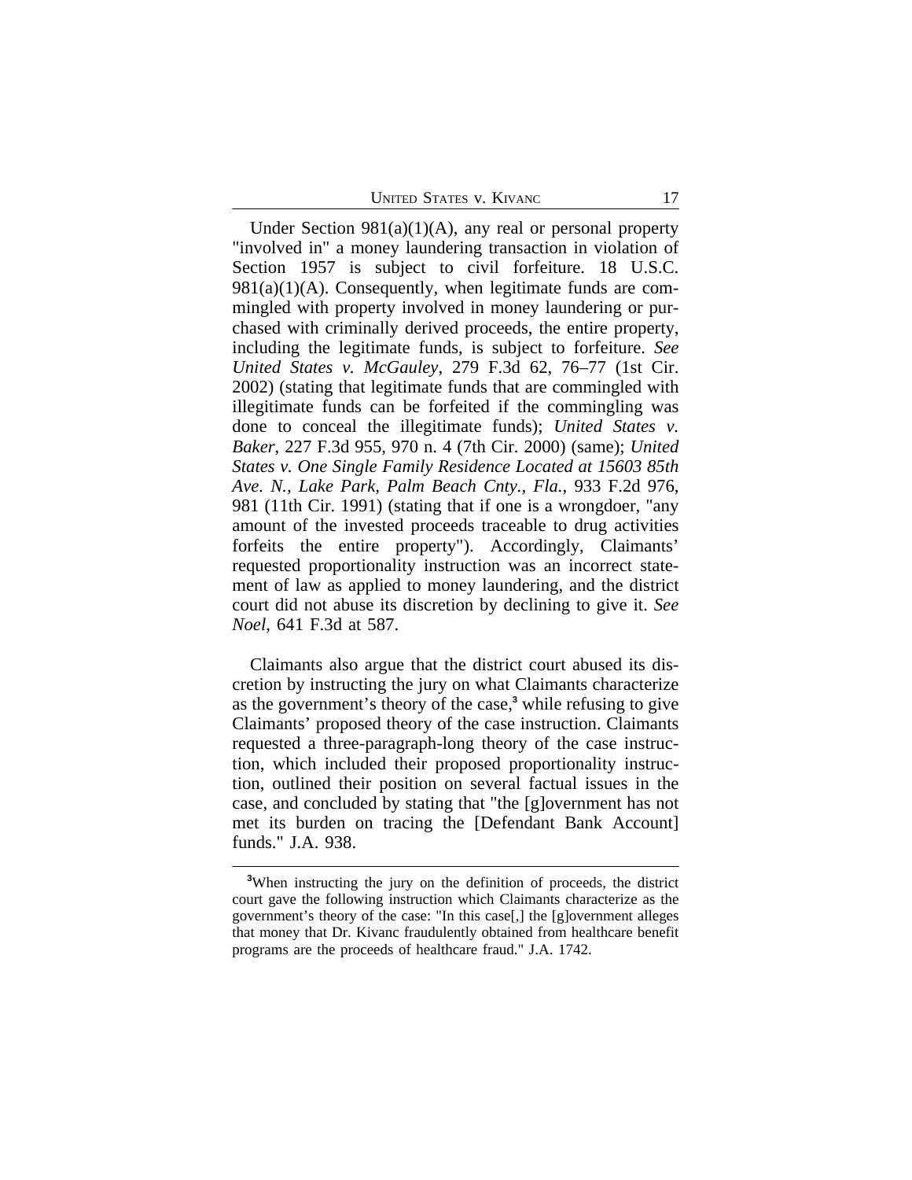Under Section 981(a)(1)(A), any real or personal property "involved in" a money laundering transaction in violation of Section 1957 is subject to civil forfeiture. 18 U.S.C. 981(a)(1)(A). Consequently, when legitimate funds are commingled with property involved in money laundering or purchased with criminally derived proceeds, the entire property, including the legitimate funds, is subject to forfeiture. *See United States v. McGauley*, 279 F.3d 62, 76–77 (1st Cir. 2002) (stating that legitimate funds that are commingled with illegitimate funds can be forfeited if the commingling was done to conceal the illegitimate funds); *United States v. Baker*, 227 F.3d 955, 970 n. 4 (7th Cir. 2000) (same); *United States v. One Single Family Residence Located at 15603 85th Ave. N., Lake Park, Palm Beach Cnty., Fla.*, 933 F.2d 976, 981 (11th Cir. 1991) (stating that if one is a wrongdoer, "any amount of the invested proceeds traceable to drug activities forfeits the entire property"). Accordingly, Claimants' requested proportionality instruction was an incorrect statement of law as applied to money laundering, and the district court did not abuse its discretion by declining to give it. *See Noel*, 641 F.3d at 587.

Claimants also argue that the district court abused its discretion by instructing the jury on what Claimants characterize as the government's theory of the case,[3] while refusing to give Claimants' proposed theory of the case instruction. Claimants requested a three-paragraph-long theory of the case instruction, which included their proposed proportionality instruction, outlined their position on several factual issues in the case, and concluded by stating that "the [g]overnment has not met its burden on tracing the [Defendant Bank Account] funds." J.A. 938.

---

[3]When instructing the jury on the definition of proceeds, the district court gave the following instruction which Claimants characterize as the government's theory of the case: "In this case[,] the [g]overnment alleges that money that Dr. Kivanc fraudulently obtained from healthcare benefit programs are the proceeds of healthcare fraud." J.A. 1742.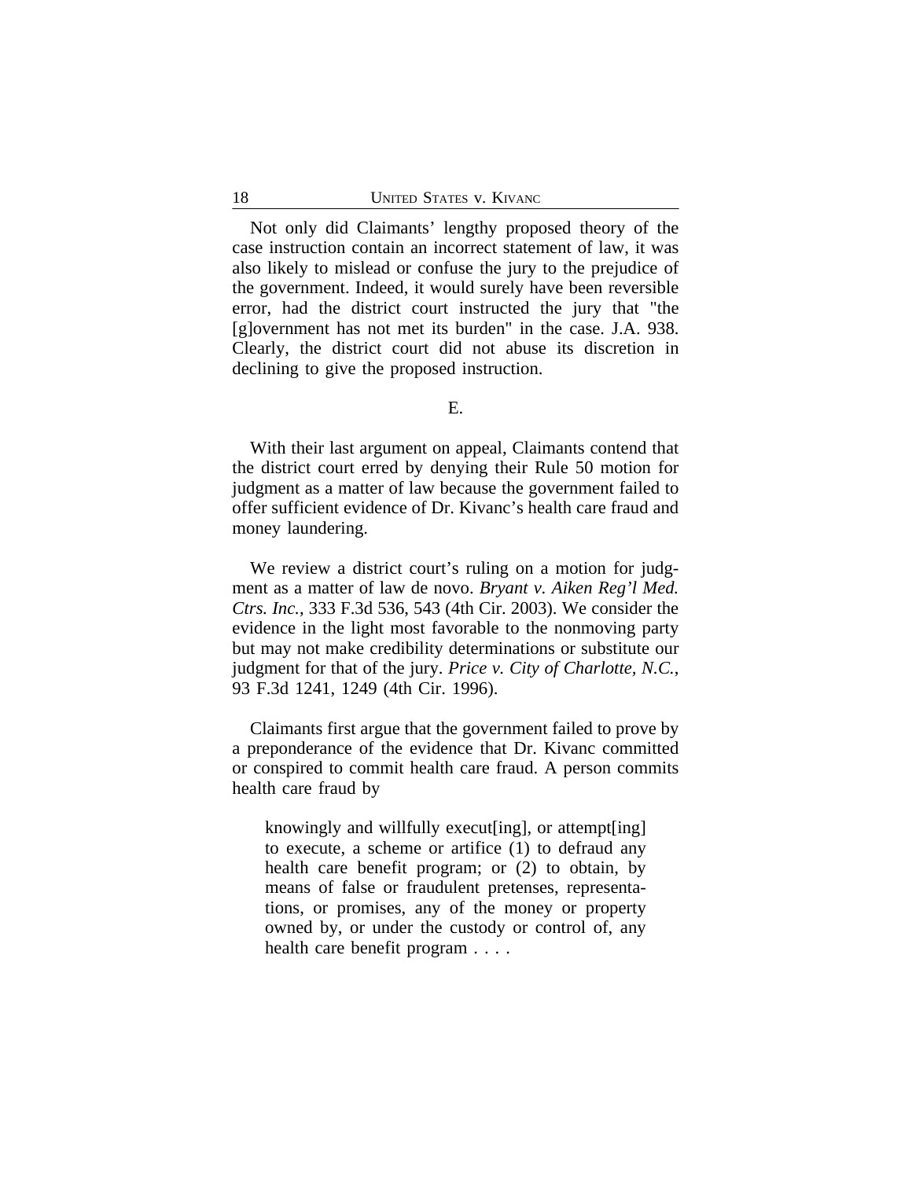Not only did Claimants' lengthy proposed theory of the case instruction contain an incorrect statement of law, it was also likely to mislead or confuse the jury to the prejudice of the government. Indeed, it would surely have been reversible error, had the district court instructed the jury that "the [g]overnment has not met its burden" in the case. J.A. 938. Clearly, the district court did not abuse its discretion in declining to give the proposed instruction.

### E.

With their last argument on appeal, Claimants contend that the district court erred by denying their Rule 50 motion for judgment as a matter of law because the government failed to offer sufficient evidence of Dr. Kivanc's health care fraud and money laundering.

We review a district court's ruling on a motion for judgment as a matter of law de novo. *Bryant v. Aiken Reg'l Med. Ctrs. Inc.*, 333 F.3d 536, 543 (4th Cir. 2003). We consider the evidence in the light most favorable to the nonmoving party but may not make credibility determinations or substitute our judgment for that of the jury. *Price v. City of Charlotte, N.C.*, 93 F.3d 1241, 1249 (4th Cir. 1996).

Claimants first argue that the government failed to prove by a preponderance of the evidence that Dr. Kivanc committed or conspired to commit health care fraud. A person commits health care fraud by

> knowingly and willfully execut[ing], or attempt[ing] to execute, a scheme or artifice (1) to defraud any health care benefit program; or (2) to obtain, by means of false or fraudulent pretenses, representations, or promises, any of the money or property owned by, or under the custody or control of, any health care benefit program . . . .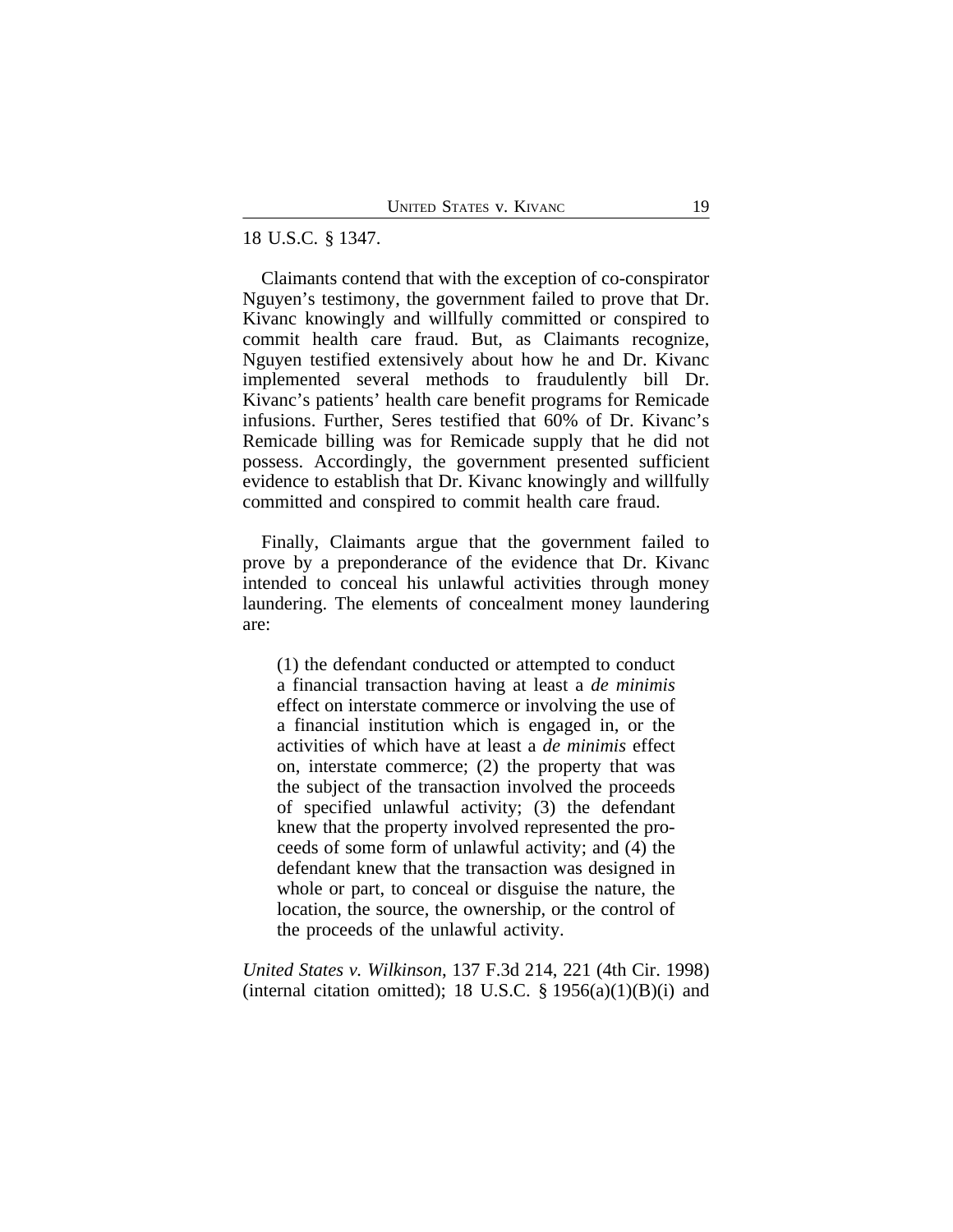18 U.S.C. § 1347.

Claimants contend that with the exception of co-conspirator Nguyen's testimony, the government failed to prove that Dr. Kivanc knowingly and willfully committed or conspired to commit health care fraud. But, as Claimants recognize, Nguyen testified extensively about how he and Dr. Kivanc implemented several methods to fraudulently bill Dr. Kivanc's patients' health care benefit programs for Remicade infusions. Further, Seres testified that 60% of Dr. Kivanc's Remicade billing was for Remicade supply that he did not possess. Accordingly, the government presented sufficient evidence to establish that Dr. Kivanc knowingly and willfully committed and conspired to commit health care fraud.

Finally, Claimants argue that the government failed to prove by a preponderance of the evidence that Dr. Kivanc intended to conceal his unlawful activities through money laundering. The elements of concealment money laundering are:

> (1) the defendant conducted or attempted to conduct a financial transaction having at least a *de minimis* effect on interstate commerce or involving the use of a financial institution which is engaged in, or the activities of which have at least a *de minimis* effect on, interstate commerce; (2) the property that was the subject of the transaction involved the proceeds of specified unlawful activity; (3) the defendant knew that the property involved represented the proceeds of some form of unlawful activity; and (4) the defendant knew that the transaction was designed in whole or part, to conceal or disguise the nature, the location, the source, the ownership, or the control of the proceeds of the unlawful activity.

*United States v. Wilkinson*, 137 F.3d 214, 221 (4th Cir. 1998) (internal citation omitted); 18 U.S.C. § 1956(a)(1)(B)(i) and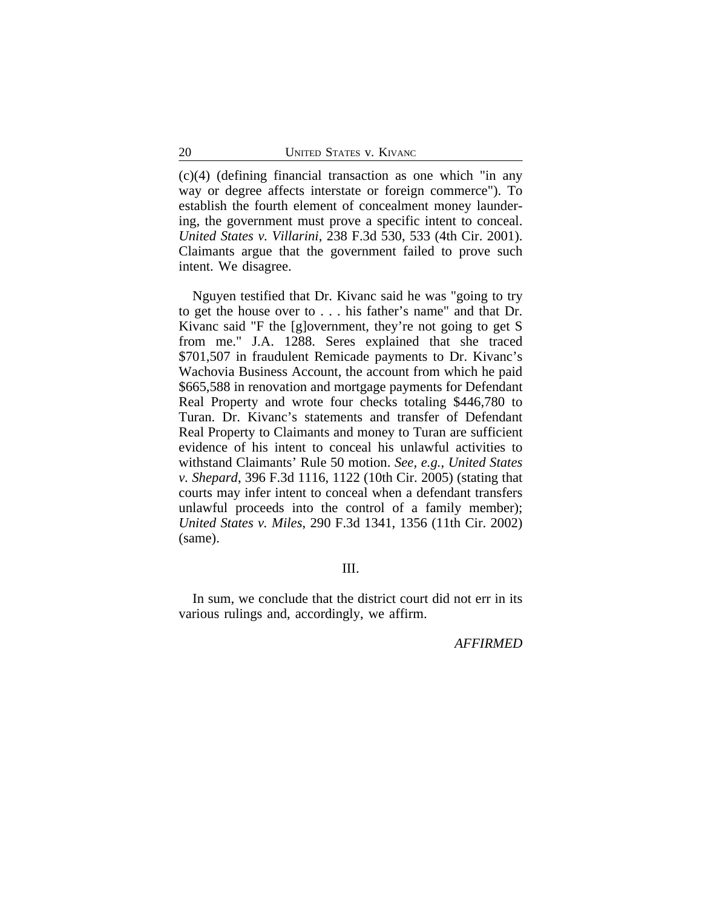(c)(4) (defining financial transaction as one which "in any way or degree affects interstate or foreign commerce"). To establish the fourth element of concealment money laundering, the government must prove a specific intent to conceal. *United States v. Villarini*, 238 F.3d 530, 533 (4th Cir. 2001). Claimants argue that the government failed to prove such intent. We disagree.

Nguyen testified that Dr. Kivanc said he was "going to try to get the house over to . . . his father's name" and that Dr. Kivanc said "F the [g]overnment, they're not going to get S from me." J.A. 1288. Seres explained that she traced $701,507 in fraudulent Remicade payments to Dr. Kivanc's Wachovia Business Account, the account from which he paid $665,588 in renovation and mortgage payments for Defendant Real Property and wrote four checks totaling $446,780 to Turan. Dr. Kivanc's statements and transfer of Defendant Real Property to Claimants and money to Turan are sufficient evidence of his intent to conceal his unlawful activities to withstand Claimants' Rule 50 motion. *See, e.g.*, *United States v. Shepard*, 396 F.3d 1116, 1122 (10th Cir. 2005) (stating that courts may infer intent to conceal when a defendant transfers unlawful proceeds into the control of a family member); *United States v. Miles*, 290 F.3d 1341, 1356 (11th Cir. 2002) (same).

## III.

In sum, we conclude that the district court did not err in its various rulings and, accordingly, we affirm.

*AFFIRMED*